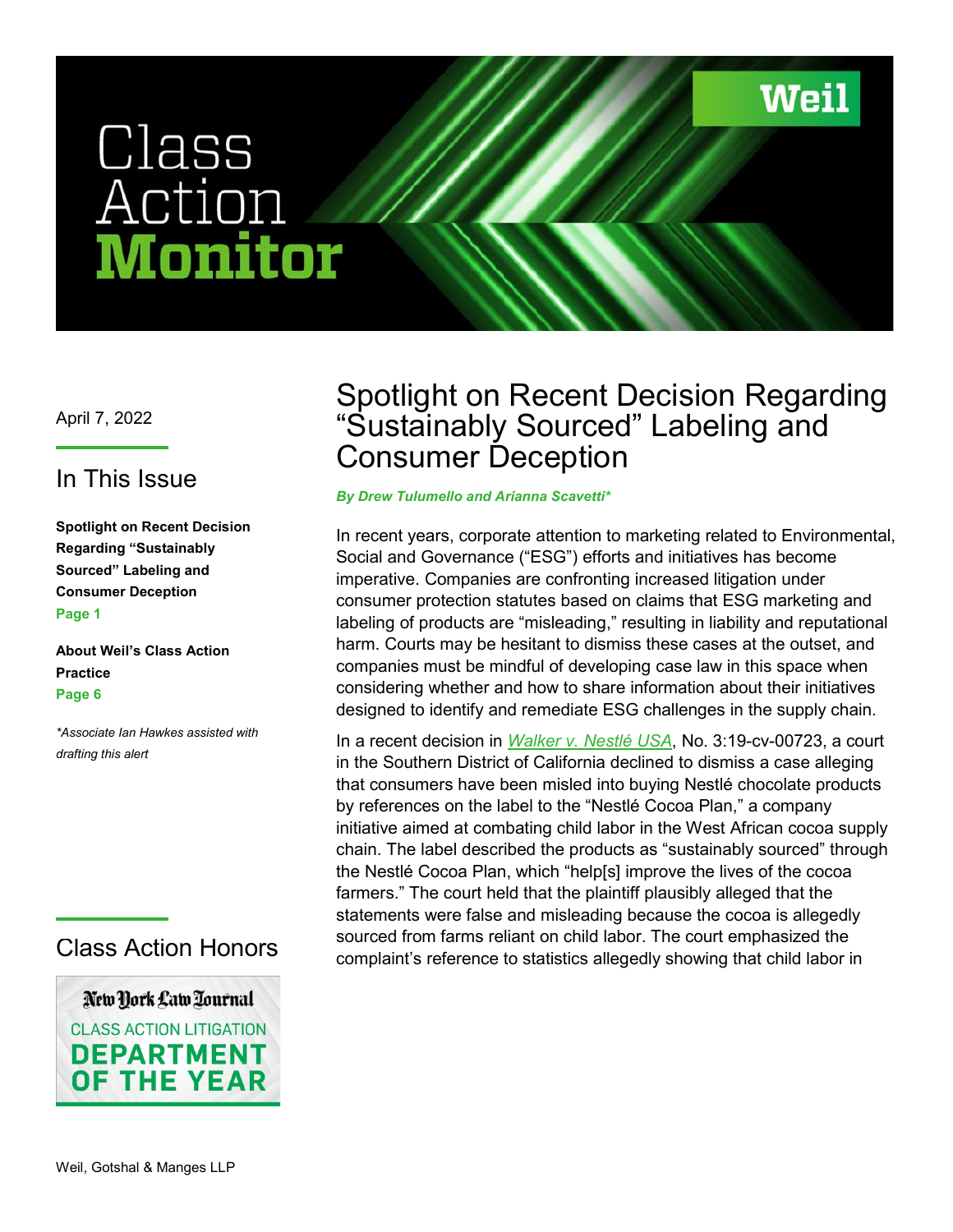# Class Action Monitor

Weil

April 7, 2022

## In This Issue

**Spotlight on Recent Decision Regarding "Sustainably Sourced" Labeling and Consumer Deception**
**Page 1**

**About Weil's Class Action Practice**
**Page 6**

*\*Associate Ian Hawkes assisted with drafting this alert*

## Class Action Honors

New York Law Journal
CLASS ACTION LITIGATION
DEPARTMENT OF THE YEAR

# Spotlight on Recent Decision Regarding "Sustainably Sourced" Labeling and Consumer Deception

***By Drew Tulumello and Arianna Scavetti\****

In recent years, corporate attention to marketing related to Environmental, Social and Governance ("ESG") efforts and initiatives has become imperative. Companies are confronting increased litigation under consumer protection statutes based on claims that ESG marketing and labeling of products are "misleading," resulting in liability and reputational harm. Courts may be hesitant to dismiss these cases at the outset, and companies must be mindful of developing case law in this space when considering whether and how to share information about their initiatives designed to identify and remediate ESG challenges in the supply chain.

In a recent decision in *Walker v. Nestlé USA*, No. 3:19-cv-00723, a court in the Southern District of California declined to dismiss a case alleging that consumers have been misled into buying Nestlé chocolate products by references on the label to the "Nestlé Cocoa Plan," a company initiative aimed at combating child labor in the West African cocoa supply chain. The label described the products as "sustainably sourced" through the Nestlé Cocoa Plan, which "help[s] improve the lives of the cocoa farmers." The court held that the plaintiff plausibly alleged that the statements were false and misleading because the cocoa is allegedly sourced from farms reliant on child labor. The court emphasized the complaint's reference to statistics allegedly showing that child labor in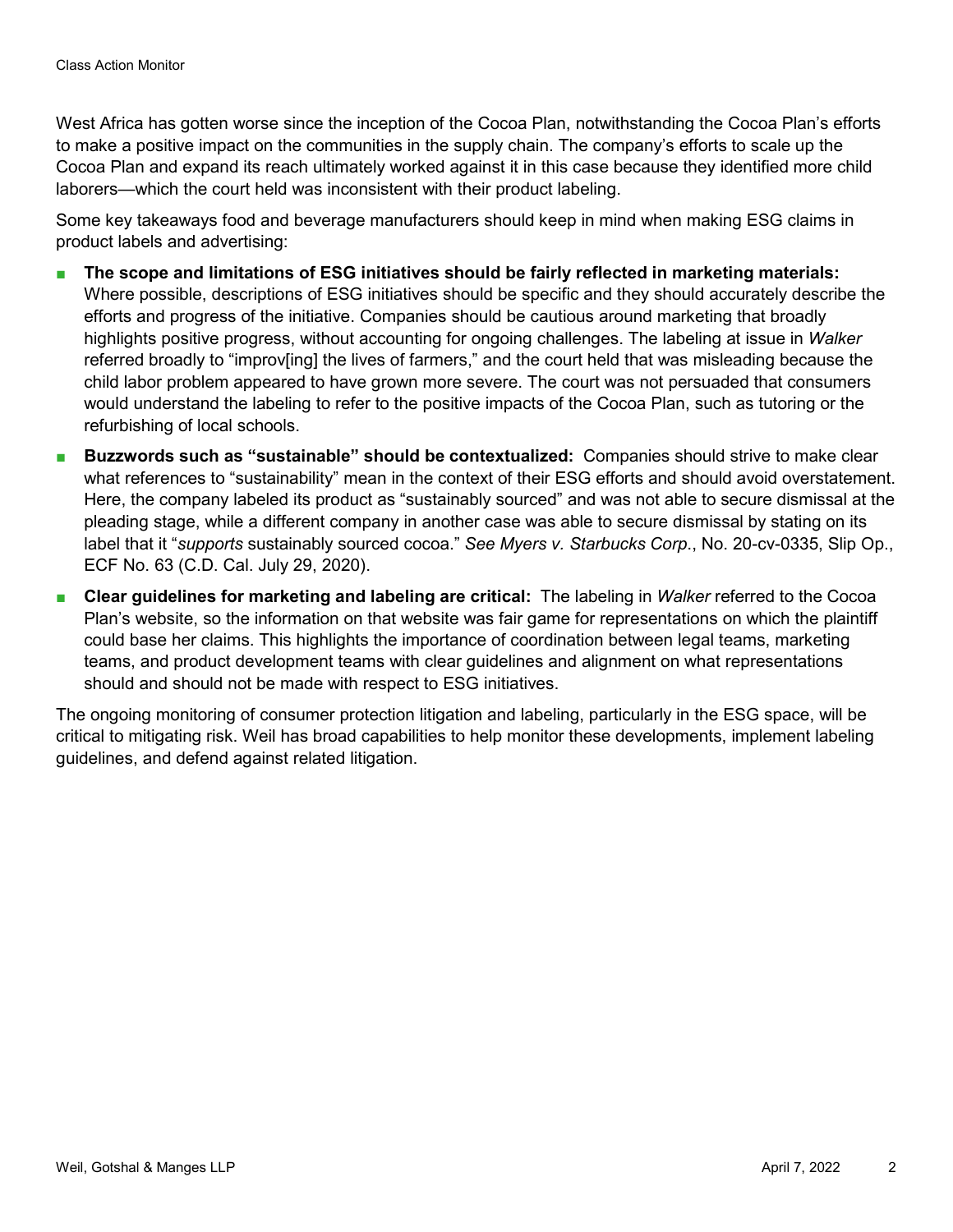West Africa has gotten worse since the inception of the Cocoa Plan, notwithstanding the Cocoa Plan's efforts to make a positive impact on the communities in the supply chain. The company's efforts to scale up the Cocoa Plan and expand its reach ultimately worked against it in this case because they identified more child laborers—which the court held was inconsistent with their product labeling.

Some key takeaways food and beverage manufacturers should keep in mind when making ESG claims in product labels and advertising:

- **The scope and limitations of ESG initiatives should be fairly reflected in marketing materials:** Where possible, descriptions of ESG initiatives should be specific and they should accurately describe the efforts and progress of the initiative. Companies should be cautious around marketing that broadly highlights positive progress, without accounting for ongoing challenges. The labeling at issue in *Walker* referred broadly to "improv[ing] the lives of farmers," and the court held that was misleading because the child labor problem appeared to have grown more severe. The court was not persuaded that consumers would understand the labeling to refer to the positive impacts of the Cocoa Plan, such as tutoring or the refurbishing of local schools.
- **Buzzwords such as "sustainable" should be contextualized:** Companies should strive to make clear what references to "sustainability" mean in the context of their ESG efforts and should avoid overstatement. Here, the company labeled its product as "sustainably sourced" and was not able to secure dismissal at the pleading stage, while a different company in another case was able to secure dismissal by stating on its label that it "*supports* sustainably sourced cocoa." *See Myers v. Starbucks Corp.*, No. 20-cv-0335, Slip Op., ECF No. 63 (C.D. Cal. July 29, 2020).
- **Clear guidelines for marketing and labeling are critical:** The labeling in *Walker* referred to the Cocoa Plan's website, so the information on that website was fair game for representations on which the plaintiff could base her claims. This highlights the importance of coordination between legal teams, marketing teams, and product development teams with clear guidelines and alignment on what representations should and should not be made with respect to ESG initiatives.

The ongoing monitoring of consumer protection litigation and labeling, particularly in the ESG space, will be critical to mitigating risk. Weil has broad capabilities to help monitor these developments, implement labeling guidelines, and defend against related litigation.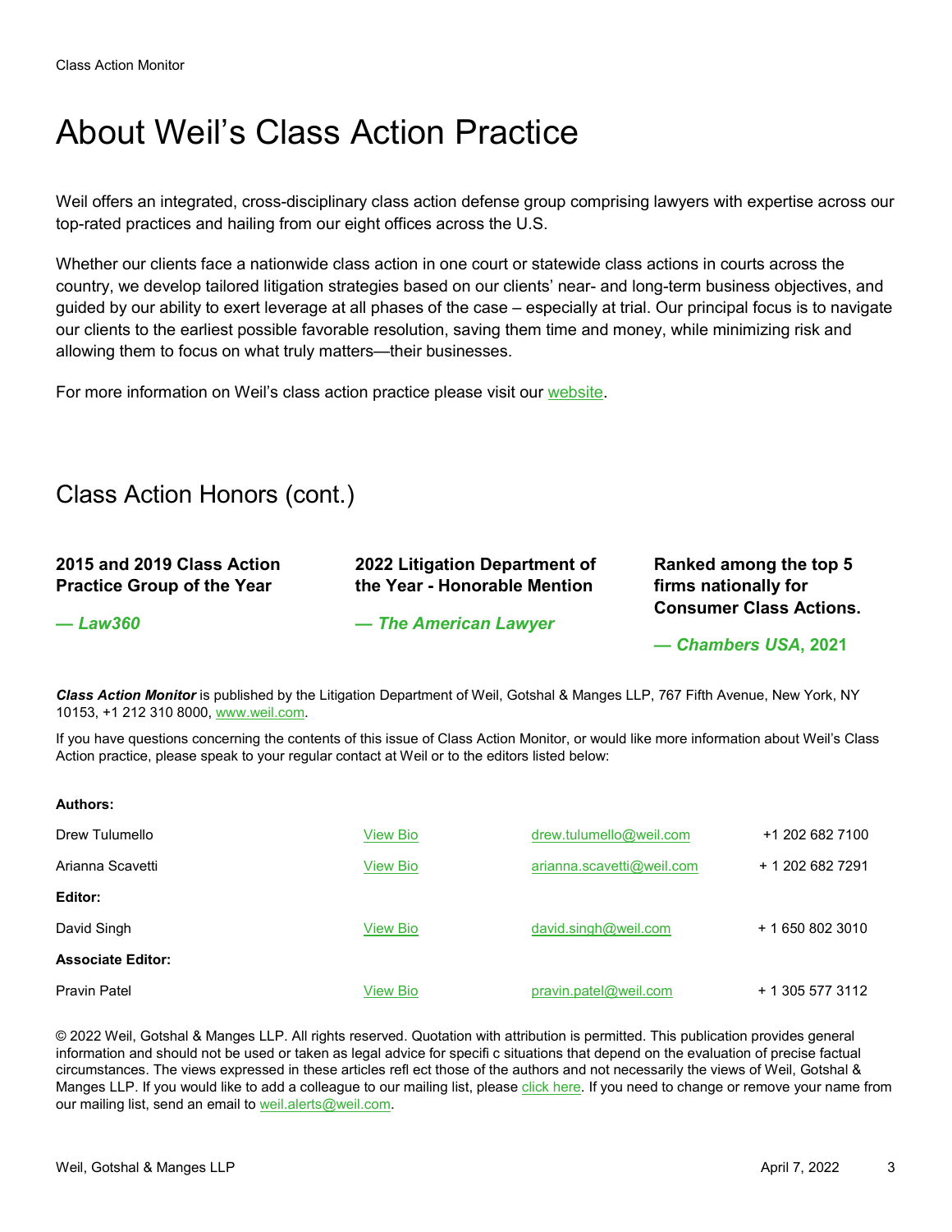# About Weil's Class Action Practice

Weil offers an integrated, cross-disciplinary class action defense group comprising lawyers with expertise across our top-rated practices and hailing from our eight offices across the U.S.

Whether our clients face a nationwide class action in one court or statewide class actions in courts across the country, we develop tailored litigation strategies based on our clients' near- and long-term business objectives, and guided by our ability to exert leverage at all phases of the case – especially at trial. Our principal focus is to navigate our clients to the earliest possible favorable resolution, saving them time and money, while minimizing risk and allowing them to focus on what truly matters—their businesses.

For more information on Weil's class action practice please visit our website.

## Class Action Honors (cont.)

**2015 and 2019 Class Action Practice Group of the Year**

***— Law360***

**2022 Litigation Department of the Year - Honorable Mention**

***— The American Lawyer***

**Ranked among the top 5 firms nationally for Consumer Class Actions.**

***— Chambers USA*, 2021**

***Class Action Monitor*** is published by the Litigation Department of Weil, Gotshal & Manges LLP, 767 Fifth Avenue, New York, NY 10153, +1 212 310 8000, www.weil.com.

If you have questions concerning the contents of this issue of Class Action Monitor, or would like more information about Weil's Class Action practice, please speak to your regular contact at Weil or to the editors listed below:

| | | | |
|---|---|---|---|
| **Authors:** | | | |
| Drew Tulumello | View Bio | drew.tulumello@weil.com | +1 202 682 7100 |
| Arianna Scavetti | View Bio | arianna.scavetti@weil.com | + 1 202 682 7291 |
| **Editor:** | | | |
| David Singh | View Bio | david.singh@weil.com | + 1 650 802 3010 |
| **Associate Editor:** | | | |
| Pravin Patel | View Bio | pravin.patel@weil.com | + 1 305 577 3112 |

© 2022 Weil, Gotshal & Manges LLP. All rights reserved. Quotation with attribution is permitted. This publication provides general information and should not be used or taken as legal advice for specifi c situations that depend on the evaluation of precise factual circumstances. The views expressed in these articles refl ect those of the authors and not necessarily the views of Weil, Gotshal & Manges LLP. If you would like to add a colleague to our mailing list, please click here. If you need to change or remove your name from our mailing list, send an email to weil.alerts@weil.com.